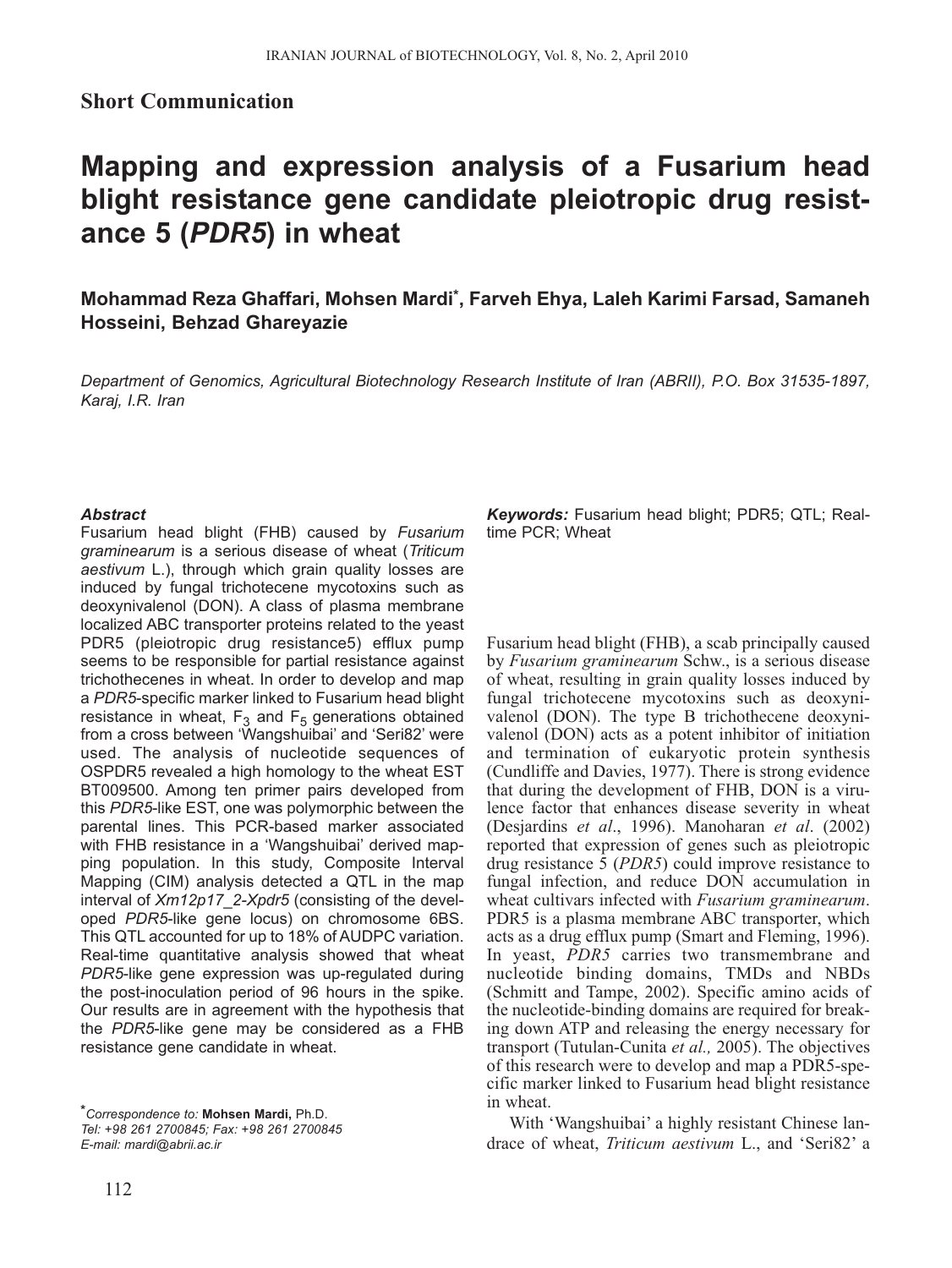**Short Communication**

# Mapping and expression analysis of a Fusarium head blight resistance gene candidate pleiotropic drug resistance 5 (*PDR5*) in wheat

**Mohammad Reza Ghaffari, Mohsen Mardi*, Farveh Ehya, Laleh Karimi Farsad, Samaneh Hosseini, Behzad Ghareyazie**

*Department of Genomics, Agricultural Biotechnology Research Institute of Iran (ABRII), P.O. Box 31535-1897, Karaj, I.R. Iran*

***Abstract***

Fusarium head blight (FHB) caused by *Fusarium graminearum* is a serious disease of wheat (*Triticum aestivum* L.), through which grain quality losses are induced by fungal trichotecene mycotoxins such as deoxynivalenol (DON). A class of plasma membrane localized ABC transporter proteins related to the yeast PDR5 (pleiotropic drug resistance5) efflux pump seems to be responsible for partial resistance against trichothecenes in wheat. In order to develop and map a *PDR5*-specific marker linked to Fusarium head blight resistance in wheat, $F_3$ and $F_5$ generations obtained from a cross between 'Wangshuibai' and 'Seri82' were used. The analysis of nucleotide sequences of OSPDR5 revealed a high homology to the wheat EST BT009500. Among ten primer pairs developed from this *PDR5*-like EST, one was polymorphic between the parental lines. This PCR-based marker associated with FHB resistance in a 'Wangshuibai' derived mapping population. In this study, Composite Interval Mapping (CIM) analysis detected a QTL in the map interval of *Xm12p17_2-Xpdr5* (consisting of the developed *PDR5*-like gene locus) on chromosome 6BS. This QTL accounted for up to 18% of AUDPC variation. Real-time quantitative analysis showed that wheat *PDR5*-like gene expression was up-regulated during the post-inoculation period of 96 hours in the spike. Our results are in agreement with the hypothesis that the *PDR5*-like gene may be considered as a FHB resistance gene candidate in wheat.

***Keywords:*** Fusarium head blight; PDR5; QTL; Real-time PCR; Wheat

Fusarium head blight (FHB), a scab principally caused by *Fusarium graminearum* Schw., is a serious disease of wheat, resulting in grain quality losses induced by fungal trichotecene mycotoxins such as deoxynivalenol (DON). The type B trichothecene deoxynivalenol (DON) acts as a potent inhibitor of initiation and termination of eukaryotic protein synthesis (Cundliffe and Davies, 1977). There is strong evidence that during the development of FHB, DON is a virulence factor that enhances disease severity in wheat (Desjardins *et al*., 1996). Manoharan *et al*. (2002) reported that expression of genes such as pleiotropic drug resistance 5 (*PDR5*) could improve resistance to fungal infection, and reduce DON accumulation in wheat cultivars infected with *Fusarium graminearum*. PDR5 is a plasma membrane ABC transporter, which acts as a drug efflux pump (Smart and Fleming, 1996). In yeast, *PDR5* carries two transmembrane and nucleotide binding domains, TMDs and NBDs (Schmitt and Tampe, 2002). Specific amino acids of the nucleotide-binding domains are required for breaking down ATP and releasing the energy necessary for transport (Tutulan-Cunita *et al.,* 2005). The objectives of this research were to develop and map a PDR5-specific marker linked to Fusarium head blight resistance in wheat.

With 'Wangshuibai' a highly resistant Chinese landrace of wheat, *Triticum aestivum* L., and 'Seri82' a

*Correspondence to: **Mohsen Mardi,** Ph.D.
*Tel: +98 261 2700845; Fax: +98 261 2700845*
*E-mail: mardi@abrii.ac.ir*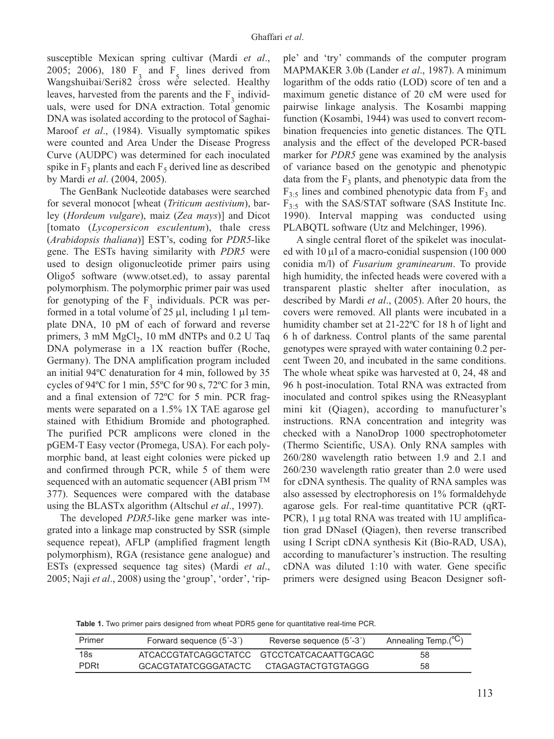susceptible Mexican spring cultivar (Mardi *et al*., 2005; 2006), 180 $F_3$ and $F_5$ lines derived from Wangshuibai/Seri82 cross were selected. Healthy leaves, harvested from the parents and the $F_3$ individuals, were used for DNA extraction. Total genomic DNA was isolated according to the protocol of Saghai-Maroof *et al*., (1984). Visually symptomatic spikes were counted and Area Under the Disease Progress Curve (AUDPC) was determined for each inoculated spike in $F_3$ plants and each $F_5$ derived line as described by Mardi *et al*. (2004, 2005).

The GenBank Nucleotide databases were searched for several monocot [wheat (*Triticum aestivium*), barley (*Hordeum vulgare*), maiz (*Zea mays*)] and Dicot [tomato (*Lycopersicon esculentum*), thale cress (*Arabidopsis thaliana*)] EST's, coding for *PDR5*-like gene. The ESTs having similarity with *PDR5* were used to design oligonucleotide primer pairs using Oligo5 software (www.otset.ed), to assay parental polymorphism. The polymorphic primer pair was used for genotyping of the $F_3$ individuals. PCR was performed in a total volume of 25 µl, including 1 µl template DNA, 10 pM of each of forward and reverse primers, 3 mM $MgCl_2$, 10 mM dNTPs and 0.2 U Taq DNA polymerase in a 1X reaction buffer (Roche, Germany). The DNA amplification program included an initial 94ºC denaturation for 4 min, followed by 35 cycles of 94ºC for 1 min, 55ºC for 90 s, 72ºC for 3 min, and a final extension of 72ºC for 5 min. PCR fragments were separated on a 1.5% 1X TAE agarose gel stained with Ethidium Bromide and photographed. The purified PCR amplicons were cloned in the pGEM-T Easy vector (Promega, USA). For each polymorphic band, at least eight colonies were picked up and confirmed through PCR, while 5 of them were sequenced with an automatic sequencer (ABI prism TM 377). Sequences were compared with the database using the BLASTx algorithm (Altschul *et al*., 1997).

The developed *PDR5*-like gene marker was integrated into a linkage map constructed by SSR (simple sequence repeat), AFLP (amplified fragment length polymorphism), RGA (resistance gene analogue) and ESTs (expressed sequence tag sites) (Mardi *et al*., 2005; Naji *et al*., 2008) using the 'group', 'order', 'ripple' and 'try' commands of the computer program MAPMAKER 3.0b (Lander *et al*., 1987). A minimum logarithm of the odds ratio (LOD) score of ten and a maximum genetic distance of 20 cM were used for pairwise linkage analysis. The Kosambi mapping function (Kosambi, 1944) was used to convert recombination frequencies into genetic distances. The QTL analysis and the effect of the developed PCR-based marker for *PDR5* gene was examined by the analysis of variance based on the genotypic and phenotypic data from the $F_3$ plants, and phenotypic data from the $F_{3:5}$ lines and combined phenotypic data from $F_3$ and $F_{3:5}$ with the SAS/STAT software (SAS Institute Inc. 1990). Interval mapping was conducted using PLABQTL software (Utz and Melchinger, 1996).

A single central floret of the spikelet was inoculated with 10 µl of a macro-conidial suspension (100 000 conidia m/l) of *Fusarium graminearum*. To provide high humidity, the infected heads were covered with a transparent plastic shelter after inoculation, as described by Mardi *et al*., (2005). After 20 hours, the covers were removed. All plants were incubated in a humidity chamber set at 21-22ºC for 18 h of light and 6 h of darkness. Control plants of the same parental genotypes were sprayed with water containing 0.2 percent Tween 20, and incubated in the same conditions. The whole wheat spike was harvested at 0, 24, 48 and 96 h post-inoculation. Total RNA was extracted from inoculated and control spikes using the RNeasyplant mini kit (Qiagen), according to manufacturer's instructions. RNA concentration and integrity was checked with a NanoDrop 1000 spectrophotometer (Thermo Scientific, USA). Only RNA samples with 260/280 wavelength ratio between 1.9 and 2.1 and 260/230 wavelength ratio greater than 2.0 were used for cDNA synthesis. The quality of RNA samples was also assessed by electrophoresis on 1% formaldehyde agarose gels. For real-time quantitative PCR (qRT-PCR), 1 µg total RNA was treated with 1U amplification grad DNaseI (Qiagen), then reverse transcribed using I Script cDNA synthesis Kit (Bio-RAD, USA), according to manufacturer's instruction. The resulting cDNA was diluted 1:10 with water. Gene specific primers were designed using Beacon Designer soft-

**Table 1.** Two primer pairs designed from wheat PDR5 gene for quantitative real-time PCR.

| Primer | Forward sequence (5´-3´) | Reverse sequence (5´-3´) | Annealing Temp.(ºC) |
|---|---|---|---|
| 18s | ATCACCGTATCAGGCTATCC | GTCCTCATCACAATTGCAGC | 58 |
| PDRt | GCACGTATATCGGGATACTC | CTAGAGTACTGTGTAGGG | 58 |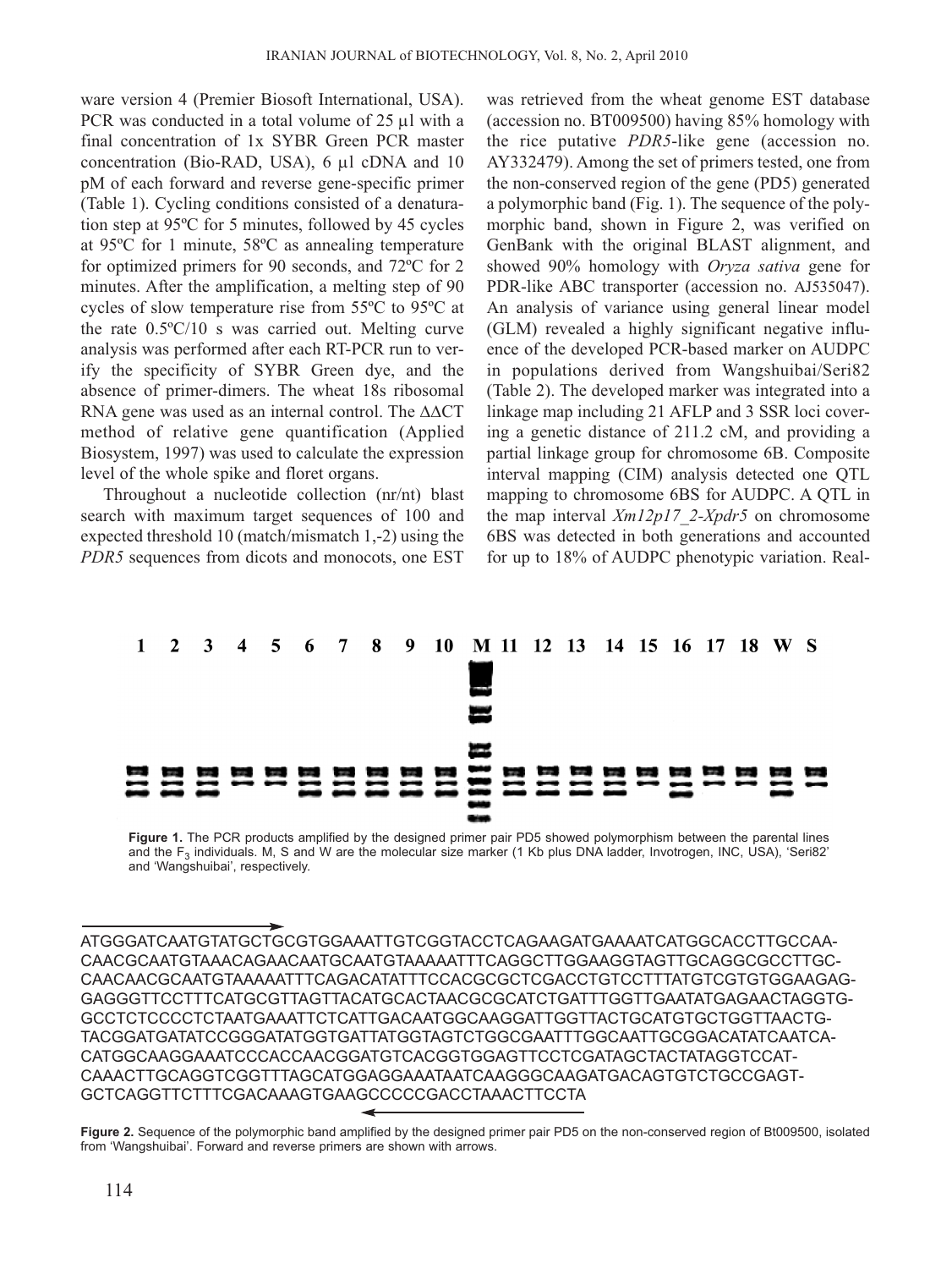ware version 4 (Premier Biosoft International, USA). PCR was conducted in a total volume of 25 µl with a final concentration of 1x SYBR Green PCR master concentration (Bio-RAD, USA), 6 µl cDNA and 10 pM of each forward and reverse gene-specific primer (Table 1). Cycling conditions consisted of a denaturation step at 95ºC for 5 minutes, followed by 45 cycles at 95ºC for 1 minute, 58ºC as annealing temperature for optimized primers for 90 seconds, and 72ºC for 2 minutes. After the amplification, a melting step of 90 cycles of slow temperature rise from 55ºC to 95ºC at the rate 0.5ºC/10 s was carried out. Melting curve analysis was performed after each RT-PCR run to verify the specificity of SYBR Green dye, and the absence of primer-dimers. The wheat 18s ribosomal RNA gene was used as an internal control. The ΔΔCT method of relative gene quantification (Applied Biosystem, 1997) was used to calculate the expression level of the whole spike and floret organs.

Throughout a nucleotide collection (nr/nt) blast search with maximum target sequences of 100 and expected threshold 10 (match/mismatch 1,-2) using the *PDR5* sequences from dicots and monocots, one EST was retrieved from the wheat genome EST database (accession no. BT009500) having 85% homology with the rice putative *PDR5*-like gene (accession no. AY332479). Among the set of primers tested, one from the non-conserved region of the gene (PD5) generated a polymorphic band (Fig. 1). The sequence of the polymorphic band, shown in Figure 2, was verified on GenBank with the original BLAST alignment, and showed 90% homology with *Oryza sativa* gene for PDR-like ABC transporter (accession no. AJ535047). An analysis of variance using general linear model (GLM) revealed a highly significant negative influence of the developed PCR-based marker on AUDPC in populations derived from Wangshuibai/Seri82 (Table 2). The developed marker was integrated into a linkage map including 21 AFLP and 3 SSR loci covering a genetic distance of 211.2 cM, and providing a partial linkage group for chromosome 6B. Composite interval mapping (CIM) analysis detected one QTL mapping to chromosome 6BS for AUDPC. A QTL in the map interval *Xm12p17_2-Xpdr5* on chromosome 6BS was detected in both generations and accounted for up to 18% of AUDPC phenotypic variation. Real-

**Figure 1.** The PCR products amplified by the designed primer pair PD5 showed polymorphism between the parental lines and the $F_3$ individuals. M, S and W are the molecular size marker (1 Kb plus DNA ladder, Invotrogen, INC, USA), 'Seri82' and 'Wangshuibai', respectively.

```
ATGGGATCAATGTATGCTGCGTGGAAATTGTCGGTACCTCAGAAGATGAAAATCATGGCACCTTGCCAA-
CAACGCAATGTAAACAGAACAATGCAATGTAAAAATTTCAGGCTTGGAAGGTAGTTGCAGGCGCCTTGC-
CAACAACGCAATGTAAAAATTTCAGACATATTTCCACGCGCTCGACCTGTCCTTTATGTCGTGTGGAAGAG-
GAGGGTTCCTTTCATGCGTTAGTTACATGCACTAACGCGCATCTGATTTGGTTGAATATGAGAACTAGGTG-
GCCTCTCCCCTCTAATGAAATTCTCATTGACAATGGCAAGGATTGGTTACTGCATGTGCTGGTTAACTG-
TACGGATGATATCCGGGATATGGTGATTATGGTAGTCTGGCGAATTTGGCAATTGCGGACATATCAATCA-
CATGGCAAGGAAATCCCACCAACGGATGTCACGGTGGAGTTCCTCGATAGCTACTATAGGTCCAT-
CAAACTTGCAGGTCGGTTTAGCATGGAGGAAATAATCAAGGGCAAGATGACAGTGTCTGCCGAGT-
GCTCAGGTTCTTTCGACAAAGTGAAGCCCCCGACCTAAACTTCCTA
```

**Figure 2.** Sequence of the polymorphic band amplified by the designed primer pair PD5 on the non-conserved region of Bt009500, isolated from 'Wangshuibai'. Forward and reverse primers are shown with arrows.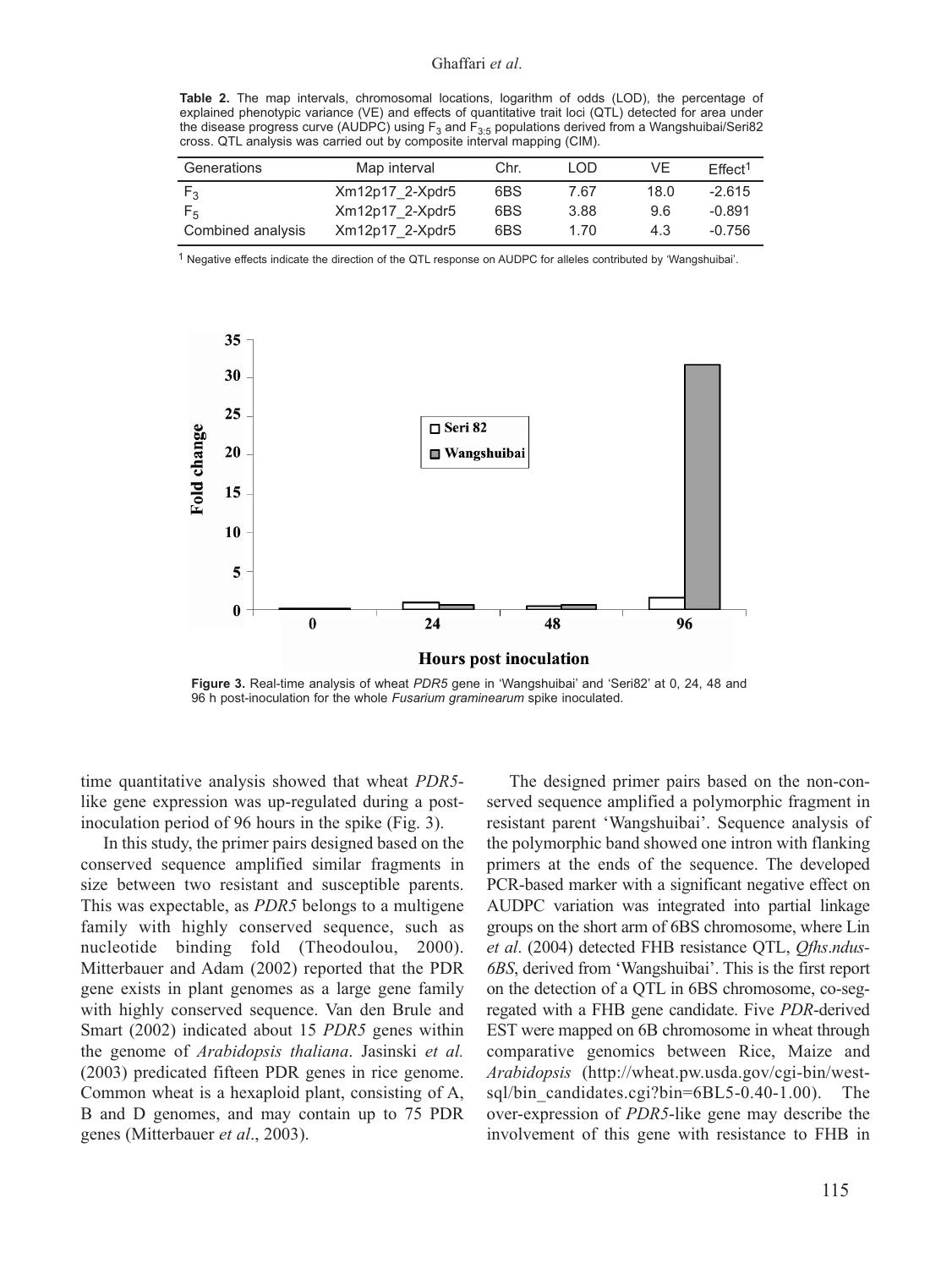**Table 2.** The map intervals, chromosomal locations, logarithm of odds (LOD), the percentage of explained phenotypic variance (VE) and effects of quantitative trait loci (QTL) detected for area under the disease progress curve (AUDPC) using $F_3$ and $F_{3:5}$ populations derived from a Wangshuibai/Seri82 cross. QTL analysis was carried out by composite interval mapping (CIM).

| Generations | Map interval | Chr. | LOD | VE | Effect[1] |
|---|---|---|---|---|---|
| $F_3$ | Xm12p17_2-Xpdr5 | 6BS | 7.67 | 18.0 | -2.615 |
| $F_5$ | Xm12p17_2-Xpdr5 | 6BS | 3.88 | 9.6 | -0.891 |
| Combined analysis | Xm12p17_2-Xpdr5 | 6BS | 1.70 | 4.3 | -0.756 |

[1] Negative effects indicate the direction of the QTL response on AUDPC for alleles contributed by 'Wangshuibai'.

**Figure 3.** Real-time analysis of wheat *PDR5* gene in 'Wangshuibai' and 'Seri82' at 0, 24, 48 and 96 h post-inoculation for the whole *Fusarium graminearum* spike inoculated.

time quantitative analysis showed that wheat *PDR5*-like gene expression was up-regulated during a post-inoculation period of 96 hours in the spike (Fig. 3).

In this study, the primer pairs designed based on the conserved sequence amplified similar fragments in size between two resistant and susceptible parents. This was expectable, as *PDR5* belongs to a multigene family with highly conserved sequence, such as nucleotide binding fold (Theodoulou, 2000). Mitterbauer and Adam (2002) reported that the PDR gene exists in plant genomes as a large gene family with highly conserved sequence. Van den Brule and Smart (2002) indicated about 15 *PDR5* genes within the genome of *Arabidopsis thaliana*. Jasinski *et al.* (2003) predicated fifteen PDR genes in rice genome. Common wheat is a hexaploid plant, consisting of A, B and D genomes, and may contain up to 75 PDR genes (Mitterbauer *et al*., 2003).

The designed primer pairs based on the non-conserved sequence amplified a polymorphic fragment in resistant parent 'Wangshuibai'. Sequence analysis of the polymorphic band showed one intron with flanking primers at the ends of the sequence. The developed PCR-based marker with a significant negative effect on AUDPC variation was integrated into partial linkage groups on the short arm of 6BS chromosome, where Lin *et al*. (2004) detected FHB resistance QTL, *Qfhs.ndus-6BS*, derived from 'Wangshuibai'. This is the first report on the detection of a QTL in 6BS chromosome, co-segregated with a FHB gene candidate. Five *PDR*-derived EST were mapped on 6B chromosome in wheat through comparative genomics between Rice, Maize and *Arabidopsis* (http://wheat.pw.usda.gov/cgi-bin/west-sql/bin_candidates.cgi?bin=6BL5-0.40-1.00). The over-expression of *PDR5*-like gene may describe the involvement of this gene with resistance to FHB in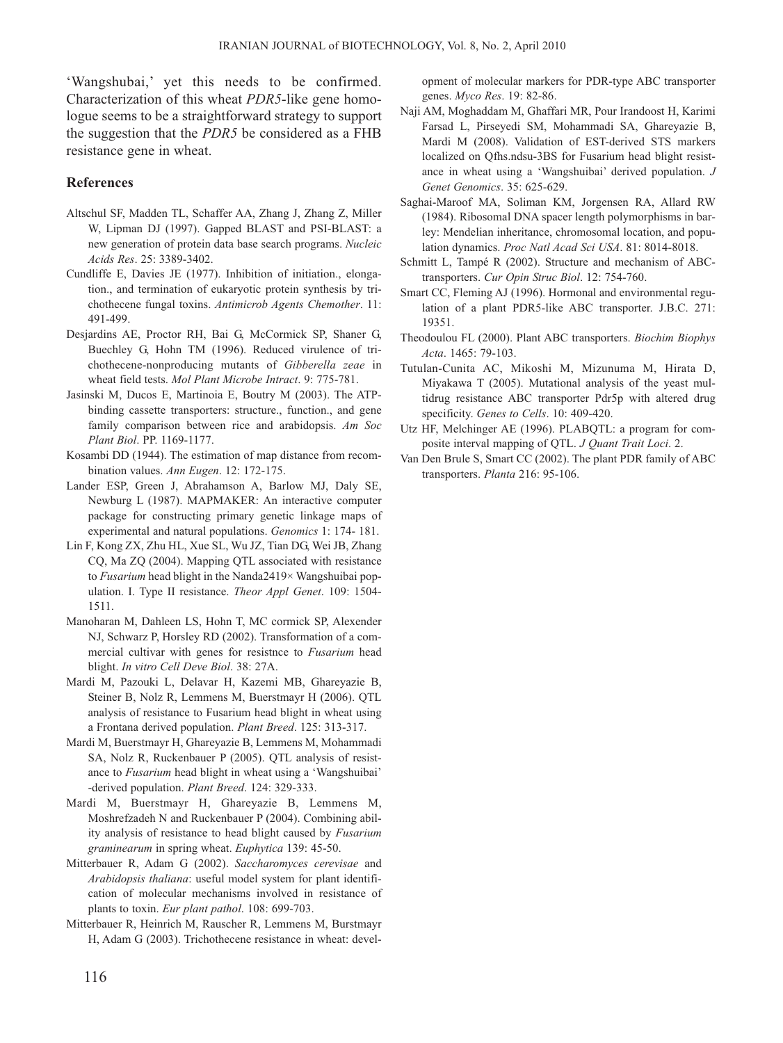'Wangshubai,' yet this needs to be confirmed. Characterization of this wheat *PDR5*-like gene homologue seems to be a straightforward strategy to support the suggestion that the *PDR5* be considered as a FHB resistance gene in wheat.

## References

Altschul SF, Madden TL, Schaffer AA, Zhang J, Zhang Z, Miller W, Lipman DJ (1997). Gapped BLAST and PSI-BLAST: a new generation of protein data base search programs. *Nucleic Acids Res*. 25: 3389-3402.

Cundliffe E, Davies JE (1977). Inhibition of initiation., elongation., and termination of eukaryotic protein synthesis by trichothecene fungal toxins. *Antimicrob Agents Chemother*. 11: 491-499.

Desjardins AE, Proctor RH, Bai G, McCormick SP, Shaner G, Buechley G, Hohn TM (1996). Reduced virulence of trichothecene-nonproducing mutants of *Gibberella zeae* in wheat field tests. *Mol Plant Microbe Intract*. 9: 775-781.

Jasinski M, Ducos E, Martinoia E, Boutry M (2003). The ATP-binding cassette transporters: structure., function., and gene family comparison between rice and arabidopsis. *Am Soc Plant Biol*. PP. 1169-1177.

Kosambi DD (1944). The estimation of map distance from recombination values. *Ann Eugen*. 12: 172-175.

Lander ESP, Green J, Abrahamson A, Barlow MJ, Daly SE, Newburg L (1987). MAPMAKER: An interactive computer package for constructing primary genetic linkage maps of experimental and natural populations. *Genomics* 1: 174- 181.

Lin F, Kong ZX, Zhu HL, Xue SL, Wu JZ, Tian DG, Wei JB, Zhang CQ, Ma ZQ (2004). Mapping QTL associated with resistance to *Fusarium* head blight in the Nanda2419× Wangshuibai population. I. Type II resistance. *Theor Appl Genet*. 109: 1504-1511.

Manoharan M, Dahleen LS, Hohn T, MC cormick SP, Alexender NJ, Schwarz P, Horsley RD (2002). Transformation of a commercial cultivar with genes for resistnce to *Fusarium* head blight. *In vitro Cell Deve Biol*. 38: 27A.

Mardi M, Pazouki L, Delavar H, Kazemi MB, Ghareyazie B, Steiner B, Nolz R, Lemmens M, Buerstmayr H (2006). QTL analysis of resistance to Fusarium head blight in wheat using a Frontana derived population. *Plant Breed*. 125: 313-317.

Mardi M, Buerstmayr H, Ghareyazie B, Lemmens M, Mohammadi SA, Nolz R, Ruckenbauer P (2005). QTL analysis of resistance to *Fusarium* head blight in wheat using a 'Wangshuibai' -derived population. *Plant Breed*. 124: 329-333.

Mardi M, Buerstmayr H, Ghareyazie B, Lemmens M, Moshrefzadeh N and Ruckenbauer P (2004). Combining ability analysis of resistance to head blight caused by *Fusarium graminearum* in spring wheat. *Euphytica* 139: 45-50.

Mitterbauer R, Adam G (2002). *Saccharomyces cerevisae* and *Arabidopsis thaliana*: useful model system for plant identification of molecular mechanisms involved in resistance of plants to toxin. *Eur plant pathol*. 108: 699-703.

Mitterbauer R, Heinrich M, Rauscher R, Lemmens M, Burstmayr H, Adam G (2003). Trichothecene resistance in wheat: development of molecular markers for PDR-type ABC transporter genes. *Myco Res*. 19: 82-86.

Naji AM, Moghaddam M, Ghaffari MR, Pour Irandoost H, Karimi Farsad L, Pirseyedi SM, Mohammadi SA, Ghareyazie B, Mardi M (2008). Validation of EST-derived STS markers localized on Qfhs.ndsu-3BS for Fusarium head blight resistance in wheat using a 'Wangshuibai' derived population. *J Genet Genomics*. 35: 625-629.

Saghai-Maroof MA, Soliman KM, Jorgensen RA, Allard RW (1984). Ribosomal DNA spacer length polymorphisms in barley: Mendelian inheritance, chromosomal location, and population dynamics. *Proc Natl Acad Sci USA*. 81: 8014-8018.

Schmitt L, Tampé R (2002). Structure and mechanism of ABC-transporters. *Cur Opin Struc Biol*. 12: 754-760.

Smart CC, Fleming AJ (1996). Hormonal and environmental regulation of a plant PDR5-like ABC transporter. J.B.C. 271: 19351.

Theodoulou FL (2000). Plant ABC transporters. *Biochim Biophys Acta*. 1465: 79-103.

Tutulan-Cunita AC, Mikoshi M, Mizunuma M, Hirata D, Miyakawa T (2005). Mutational analysis of the yeast multidrug resistance ABC transporter Pdr5p with altered drug specificity. *Genes to Cells*. 10: 409-420.

Utz HF, Melchinger AE (1996). PLABQTL: a program for composite interval mapping of QTL. *J Quant Trait Loci*. 2.

Van Den Brule S, Smart CC (2002). The plant PDR family of ABC transporters. *Planta* 216: 95-106.